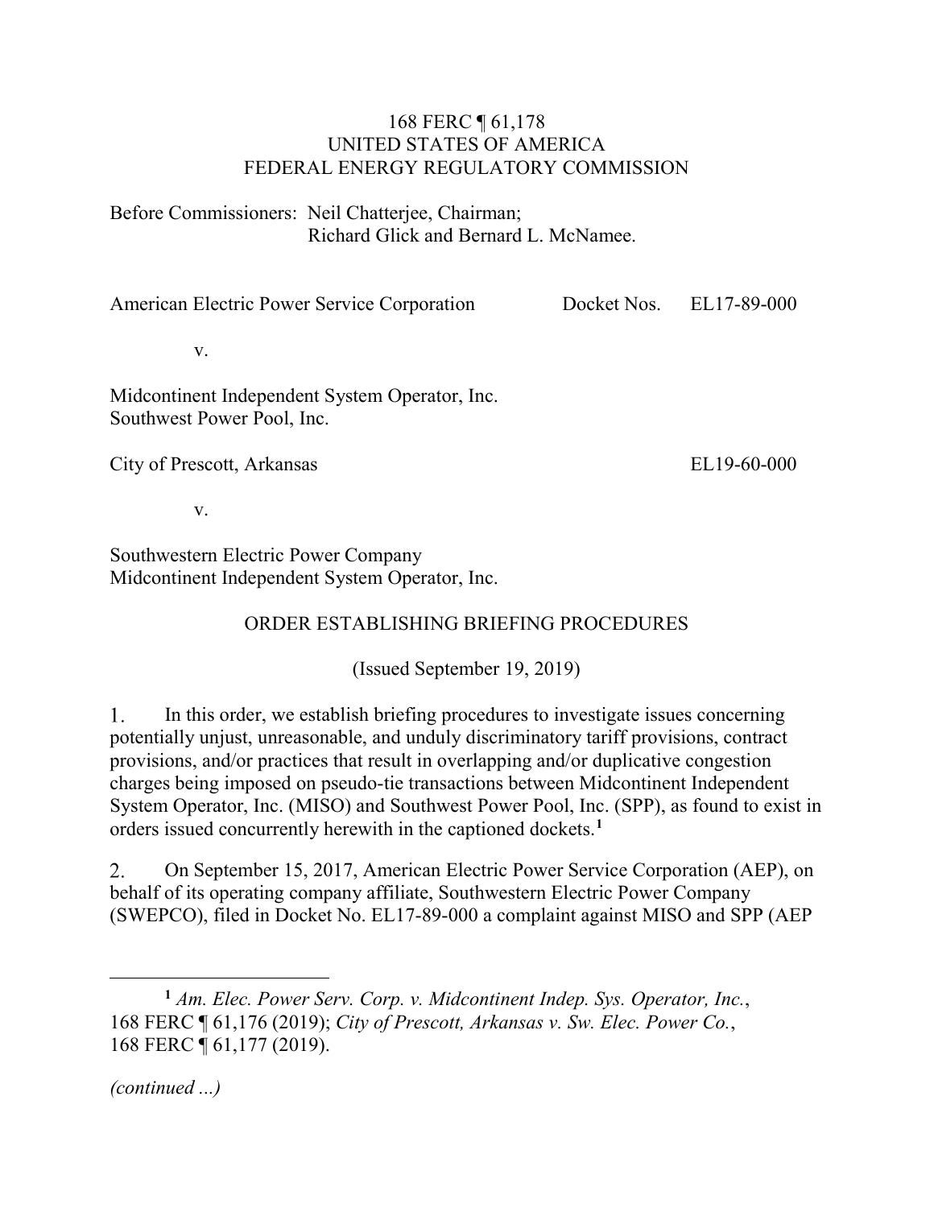168 FERC ¶ 61,178
UNITED STATES OF AMERICA
FEDERAL ENERGY REGULATORY COMMISSION

Before Commissioners: Neil Chatterjee, Chairman;
Richard Glick and Bernard L. McNamee.

| | | |
|---|---|---|
| American Electric Power Service Corporation | Docket Nos. | EL17-89-000 |
| v. | | |
| Midcontinent Independent System Operator, Inc.<br>Southwest Power Pool, Inc. | | |
| City of Prescott, Arkansas | | EL19-60-000 |
| v. | | |
| Southwestern Electric Power Company<br>Midcontinent Independent System Operator, Inc. | | |

ORDER ESTABLISHING BRIEFING PROCEDURES

(Issued September 19, 2019)

1. In this order, we establish briefing procedures to investigate issues concerning potentially unjust, unreasonable, and unduly discriminatory tariff provisions, contract provisions, and/or practices that result in overlapping and/or duplicative congestion charges being imposed on pseudo-tie transactions between Midcontinent Independent System Operator, Inc. (MISO) and Southwest Power Pool, Inc. (SPP), as found to exist in orders issued concurrently herewith in the captioned dockets.[1]

2. On September 15, 2017, American Electric Power Service Corporation (AEP), on behalf of its operating company affiliate, Southwestern Electric Power Company (SWEPCO), filed in Docket No. EL17-89-000 a complaint against MISO and SPP (AEP

[1] *Am. Elec. Power Serv. Corp. v. Midcontinent Indep. Sys. Operator, Inc.*, 168 FERC ¶ 61,176 (2019); *City of Prescott, Arkansas v. Sw. Elec. Power Co.*, 168 FERC ¶ 61,177 (2019).

*(continued ...)*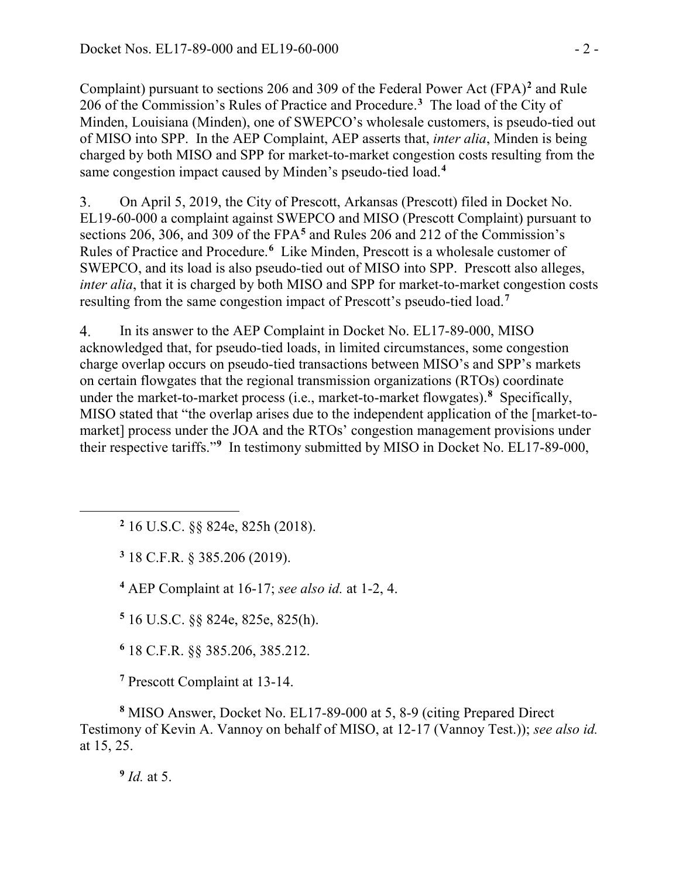Complaint) pursuant to sections 206 and 309 of the Federal Power Act (FPA)[2] and Rule 206 of the Commission's Rules of Practice and Procedure.[3] The load of the City of Minden, Louisiana (Minden), one of SWEPCO's wholesale customers, is pseudo-tied out of MISO into SPP. In the AEP Complaint, AEP asserts that, *inter alia*, Minden is being charged by both MISO and SPP for market-to-market congestion costs resulting from the same congestion impact caused by Minden's pseudo-tied load.[4]

3. On April 5, 2019, the City of Prescott, Arkansas (Prescott) filed in Docket No. EL19-60-000 a complaint against SWEPCO and MISO (Prescott Complaint) pursuant to sections 206, 306, and 309 of the FPA[5] and Rules 206 and 212 of the Commission's Rules of Practice and Procedure.[6] Like Minden, Prescott is a wholesale customer of SWEPCO, and its load is also pseudo-tied out of MISO into SPP. Prescott also alleges, *inter alia*, that it is charged by both MISO and SPP for market-to-market congestion costs resulting from the same congestion impact of Prescott's pseudo-tied load.[7]

4. In its answer to the AEP Complaint in Docket No. EL17-89-000, MISO acknowledged that, for pseudo-tied loads, in limited circumstances, some congestion charge overlap occurs on pseudo-tied transactions between MISO's and SPP's markets on certain flowgates that the regional transmission organizations (RTOs) coordinate under the market-to-market process (i.e., market-to-market flowgates).[8] Specifically, MISO stated that "the overlap arises due to the independent application of the [market-to-market] process under the JOA and the RTOs' congestion management provisions under their respective tariffs."[9] In testimony submitted by MISO in Docket No. EL17-89-000,

[2] 16 U.S.C. §§ 824e, 825h (2018).

[3] 18 C.F.R. § 385.206 (2019).

[4] AEP Complaint at 16-17; *see also id.* at 1-2, 4.

[5] 16 U.S.C. §§ 824e, 825e, 825(h).

[6] 18 C.F.R. §§ 385.206, 385.212.

[7] Prescott Complaint at 13-14.

[8] MISO Answer, Docket No. EL17-89-000 at 5, 8-9 (citing Prepared Direct Testimony of Kevin A. Vannoy on behalf of MISO, at 12-17 (Vannoy Test.)); *see also id.* at 15, 25.

[9] *Id.* at 5.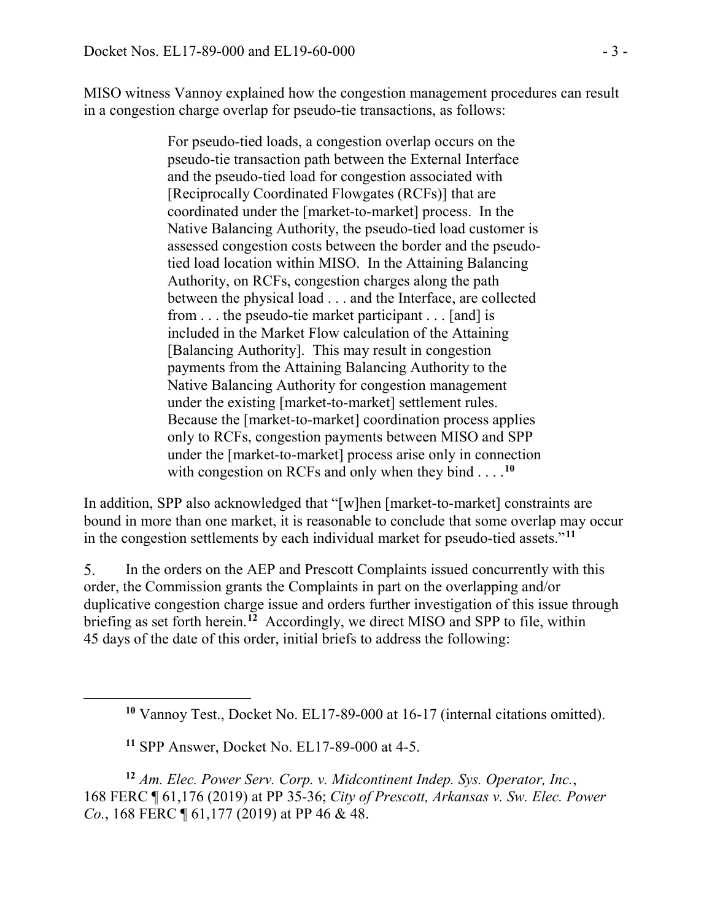MISO witness Vannoy explained how the congestion management procedures can result in a congestion charge overlap for pseudo-tie transactions, as follows:

> For pseudo-tied loads, a congestion overlap occurs on the pseudo-tie transaction path between the External Interface and the pseudo-tied load for congestion associated with [Reciprocally Coordinated Flowgates (RCFs)] that are coordinated under the [market-to-market] process. In the Native Balancing Authority, the pseudo-tied load customer is assessed congestion costs between the border and the pseudo-tied load location within MISO. In the Attaining Balancing Authority, on RCFs, congestion charges along the path between the physical load . . . and the Interface, are collected from . . . the pseudo-tie market participant . . . [and] is included in the Market Flow calculation of the Attaining [Balancing Authority]. This may result in congestion payments from the Attaining Balancing Authority to the Native Balancing Authority for congestion management under the existing [market-to-market] settlement rules. Because the [market-to-market] coordination process applies only to RCFs, congestion payments between MISO and SPP under the [market-to-market] process arise only in connection with congestion on RCFs and only when they bind . . . .[10]

In addition, SPP also acknowledged that "[w]hen [market-to-market] constraints are bound in more than one market, it is reasonable to conclude that some overlap may occur in the congestion settlements by each individual market for pseudo-tied assets."[11]

5. In the orders on the AEP and Prescott Complaints issued concurrently with this order, the Commission grants the Complaints in part on the overlapping and/or duplicative congestion charge issue and orders further investigation of this issue through briefing as set forth herein.[12] Accordingly, we direct MISO and SPP to file, within 45 days of the date of this order, initial briefs to address the following:

---

[10] Vannoy Test., Docket No. EL17-89-000 at 16-17 (internal citations omitted).

[11] SPP Answer, Docket No. EL17-89-000 at 4-5.

[12] *Am. Elec. Power Serv. Corp. v. Midcontinent Indep. Sys. Operator, Inc.*, 168 FERC ¶ 61,176 (2019) at PP 35-36; *City of Prescott, Arkansas v. Sw. Elec. Power Co.*, 168 FERC ¶ 61,177 (2019) at PP 46 & 48.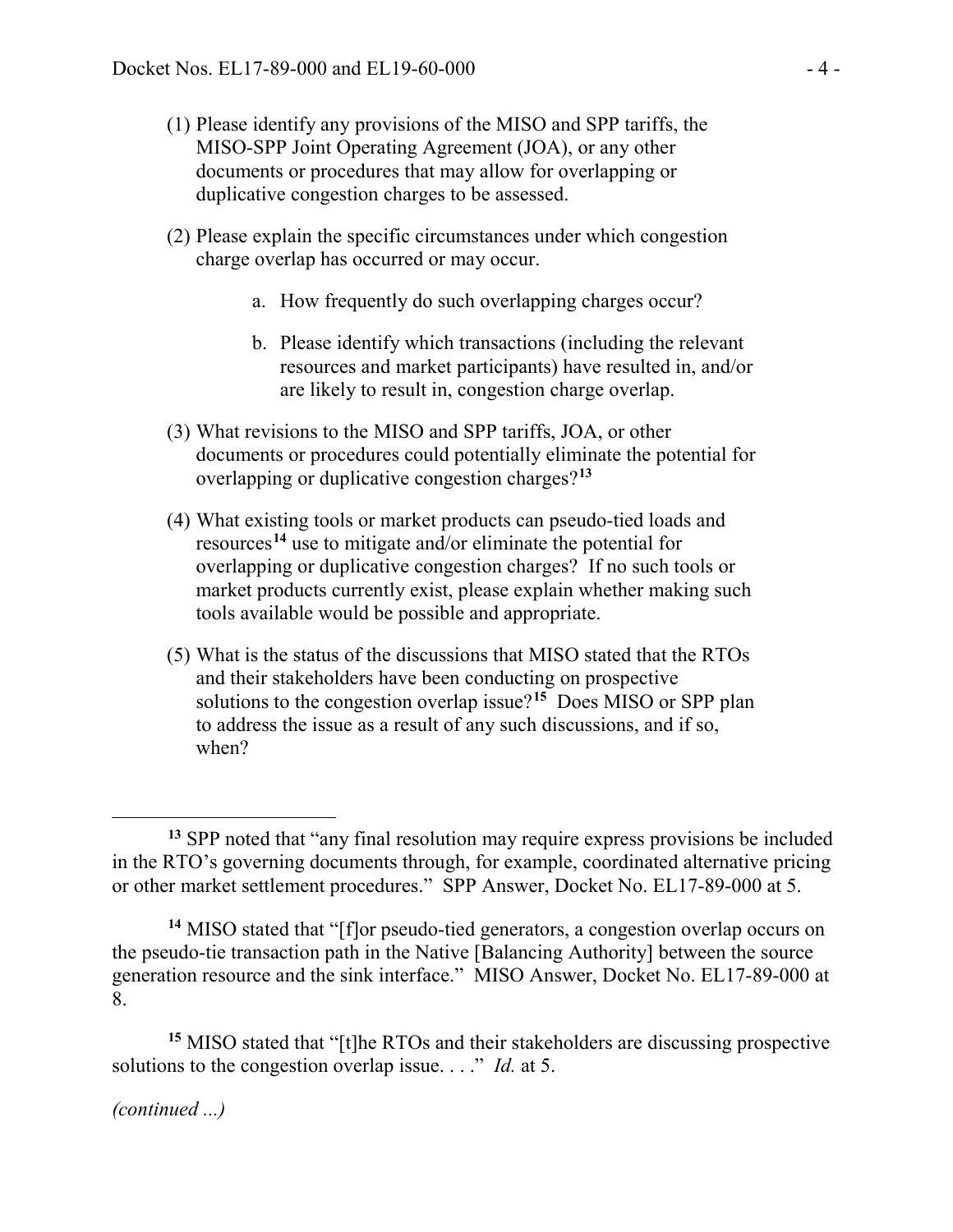(1) Please identify any provisions of the MISO and SPP tariffs, the MISO-SPP Joint Operating Agreement (JOA), or any other documents or procedures that may allow for overlapping or duplicative congestion charges to be assessed.

(2) Please explain the specific circumstances under which congestion charge overlap has occurred or may occur.

  a. How frequently do such overlapping charges occur?

  b. Please identify which transactions (including the relevant resources and market participants) have resulted in, and/or are likely to result in, congestion charge overlap.

(3) What revisions to the MISO and SPP tariffs, JOA, or other documents or procedures could potentially eliminate the potential for overlapping or duplicative congestion charges?[13]

(4) What existing tools or market products can pseudo-tied loads and resources[14] use to mitigate and/or eliminate the potential for overlapping or duplicative congestion charges? If no such tools or market products currently exist, please explain whether making such tools available would be possible and appropriate.

(5) What is the status of the discussions that MISO stated that the RTOs and their stakeholders have been conducting on prospective solutions to the congestion overlap issue?[15] Does MISO or SPP plan to address the issue as a result of any such discussions, and if so, when?

---

[13] SPP noted that "any final resolution may require express provisions be included in the RTO's governing documents through, for example, coordinated alternative pricing or other market settlement procedures." SPP Answer, Docket No. EL17-89-000 at 5.

[14] MISO stated that "[f]or pseudo-tied generators, a congestion overlap occurs on the pseudo-tie transaction path in the Native [Balancing Authority] between the source generation resource and the sink interface." MISO Answer, Docket No. EL17-89-000 at 8.

[15] MISO stated that "[t]he RTOs and their stakeholders are discussing prospective solutions to the congestion overlap issue. . . ." *Id.* at 5.

*(continued ...)*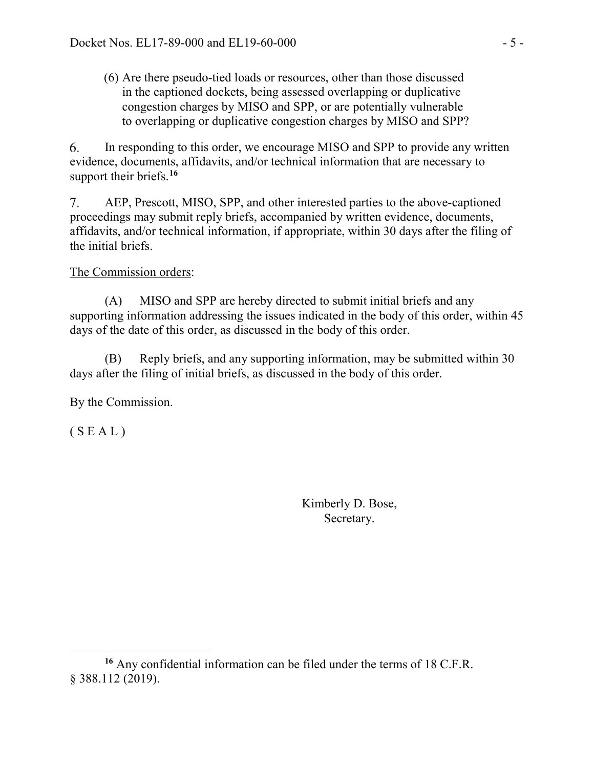(6) Are there pseudo-tied loads or resources, other than those discussed in the captioned dockets, being assessed overlapping or duplicative congestion charges by MISO and SPP, or are potentially vulnerable to overlapping or duplicative congestion charges by MISO and SPP?

6. In responding to this order, we encourage MISO and SPP to provide any written evidence, documents, affidavits, and/or technical information that are necessary to support their briefs.[16]

7. AEP, Prescott, MISO, SPP, and other interested parties to the above-captioned proceedings may submit reply briefs, accompanied by written evidence, documents, affidavits, and/or technical information, if appropriate, within 30 days after the filing of the initial briefs.

The Commission orders:

(A) MISO and SPP are hereby directed to submit initial briefs and any supporting information addressing the issues indicated in the body of this order, within 45 days of the date of this order, as discussed in the body of this order.

(B) Reply briefs, and any supporting information, may be submitted within 30 days after the filing of initial briefs, as discussed in the body of this order.

By the Commission.

( S E A L )

Kimberly D. Bose,
Secretary.

[16] Any confidential information can be filed under the terms of 18 C.F.R. § 388.112 (2019).